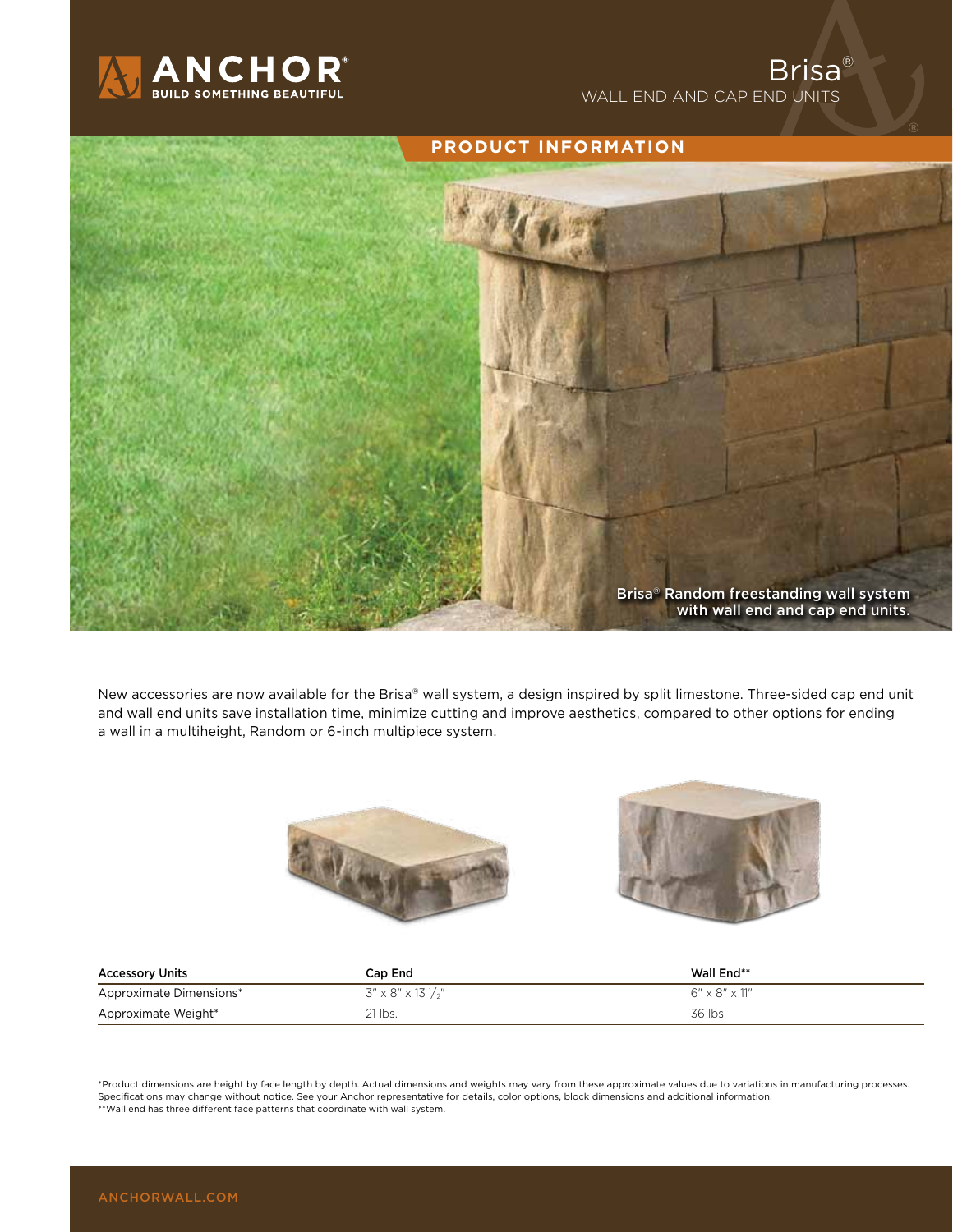ANCHOR®
BUILD SOMETHING BEAUTIFUL

# Brisa®

WALL END AND CAP END UNITS

## PRODUCT INFORMATION

Brisa® Random freestanding wall system with wall end and cap end units.

New accessories are now available for the Brisa® wall system, a design inspired by split limestone. Three-sided cap end unit and wall end units save installation time, minimize cutting and improve aesthetics, compared to other options for ending a wall in a multiheight, Random or 6-inch multipiece system.

| Accessory Units | Cap End | Wall End** |
| --- | --- | --- |
| Approximate Dimensions* | 3" x 8" x 13 1/2" | 6" x 8" x 11" |
| Approximate Weight* | 21 lbs. | 36 lbs. |

*Product dimensions are height by face length by depth. Actual dimensions and weights may vary from these approximate values due to variations in manufacturing processes. Specifications may change without notice. See your Anchor representative for details, color options, block dimensions and additional information.
**Wall end has three different face patterns that coordinate with wall system.

ANCHORWALL.COM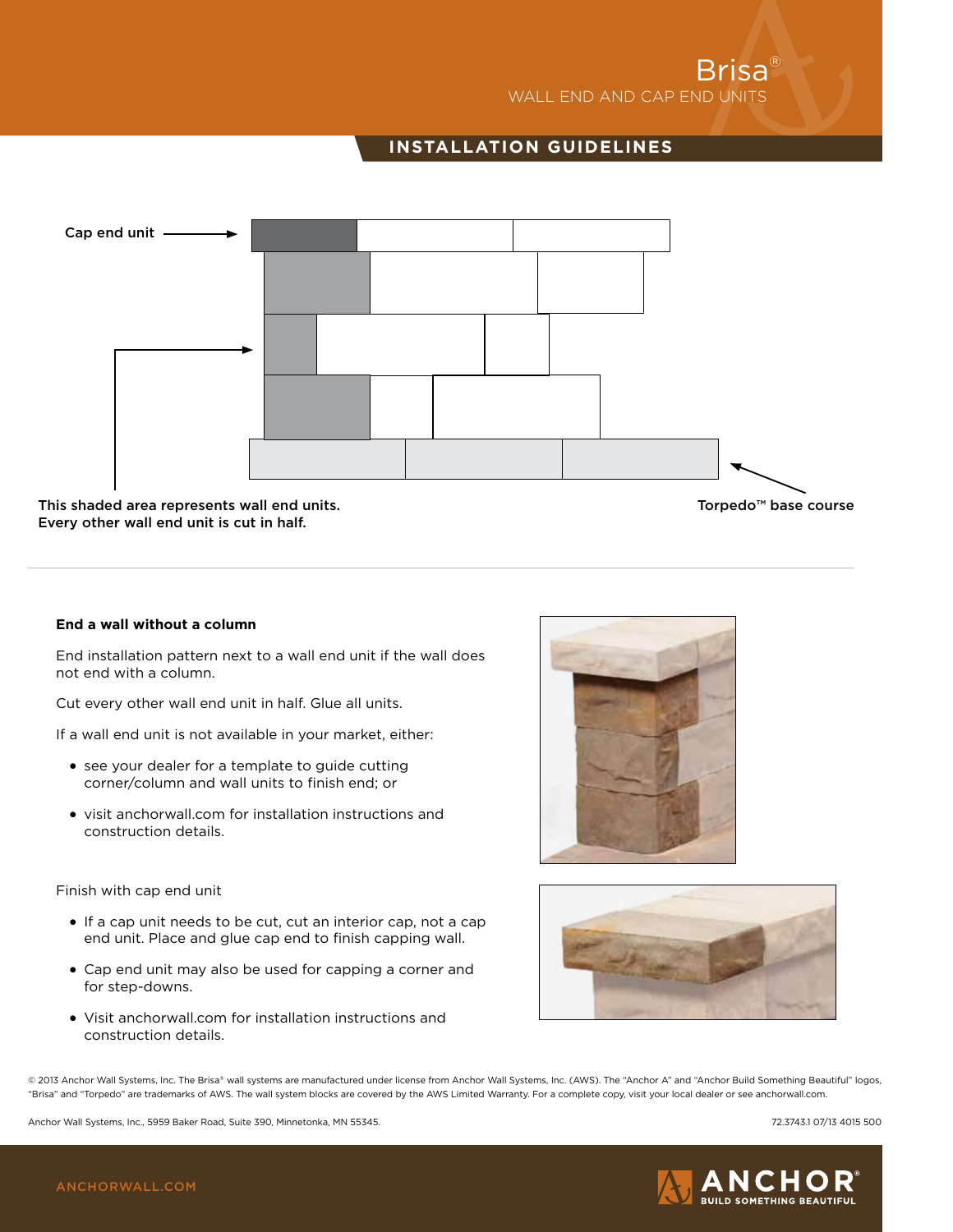# Brisa®

WALL END AND CAP END UNITS

## INSTALLATION GUIDELINES

Cap end unit

This shaded area represents wall end units. Every other wall end unit is cut in half.

Torpedo™ base course

### End a wall without a column

End installation pattern next to a wall end unit if the wall does not end with a column.

Cut every other wall end unit in half. Glue all units.

If a wall end unit is not available in your market, either:

- see your dealer for a template to guide cutting corner/column and wall units to finish end; or
- visit anchorwall.com for installation instructions and construction details.

Finish with cap end unit

- If a cap unit needs to be cut, cut an interior cap, not a cap end unit. Place and glue cap end to finish capping wall.
- Cap end unit may also be used for capping a corner and for step-downs.
- Visit anchorwall.com for installation instructions and construction details.

© 2013 Anchor Wall Systems, Inc. The Brisa® wall systems are manufactured under license from Anchor Wall Systems, Inc. (AWS). The "Anchor A" and "Anchor Build Something Beautiful" logos, "Brisa" and "Torpedo" are trademarks of AWS. The wall system blocks are covered by the AWS Limited Warranty. For a complete copy, visit your local dealer or see anchorwall.com.

Anchor Wall Systems, Inc., 5959 Baker Road, Suite 390, Minnetonka, MN 55345.

72.3743.1 07/13 4015 500

ANCHORWALL.COM

ANCHOR® BUILD SOMETHING BEAUTIFUL